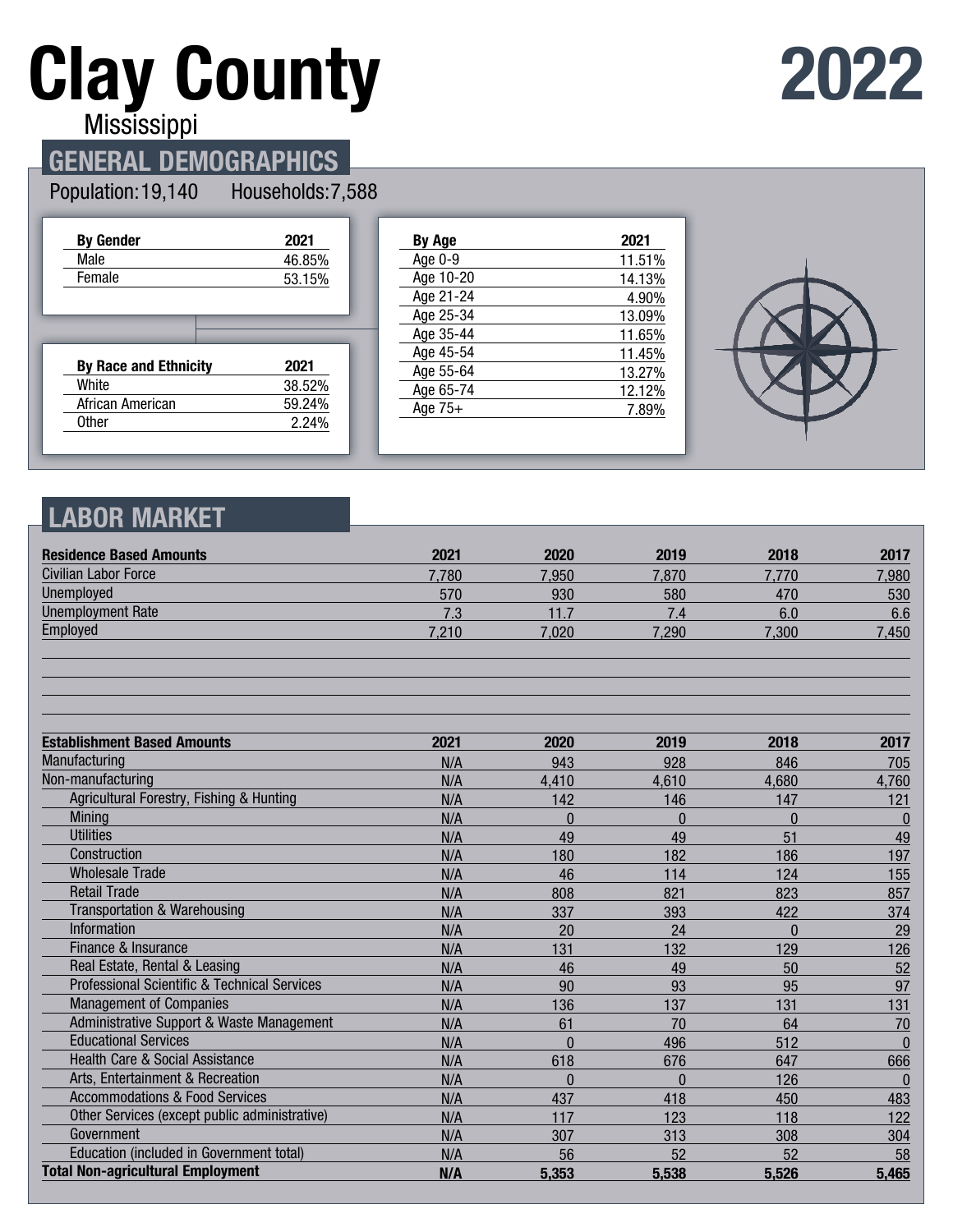# Clay County

Mississippi

# 2022

## GENERAL DEMOGRAPHICS

Population: 19,140 Households: 7,588

| By Gender | 2021 |
|---|---|
| Male | 46.85% |
| Female | 53.15% |

| By Race and Ethnicity | 2021 |
|---|---|
| White | 38.52% |
| African American | 59.24% |
| Other | 2.24% |

| By Age | 2021 |
|---|---|
| Age 0-9 | 11.51% |
| Age 10-20 | 14.13% |
| Age 21-24 | 4.90% |
| Age 25-34 | 13.09% |
| Age 35-44 | 11.65% |
| Age 45-54 | 11.45% |
| Age 55-64 | 13.27% |
| Age 65-74 | 12.12% |
| Age 75+ | 7.89% |

## LABOR MARKET

| Residence Based Amounts | 2021 | 2020 | 2019 | 2018 | 2017 |
|---|---|---|---|---|---|
| Civilian Labor Force | 7,780 | 7,950 | 7,870 | 7,770 | 7,980 |
| Unemployed | 570 | 930 | 580 | 470 | 530 |
| Unemployment Rate | 7.3 | 11.7 | 7.4 | 6.0 | 6.6 |
| Employed | 7,210 | 7,020 | 7,290 | 7,300 | 7,450 |

| Establishment Based Amounts | 2021 | 2020 | 2019 | 2018 | 2017 |
|---|---|---|---|---|---|
| Manufacturing | N/A | 943 | 928 | 846 | 705 |
| Non-manufacturing | N/A | 4,410 | 4,610 | 4,680 | 4,760 |
| Agricultural Forestry, Fishing & Hunting | N/A | 142 | 146 | 147 | 121 |
| Mining | N/A | 0 | 0 | 0 | 0 |
| Utilities | N/A | 49 | 49 | 51 | 49 |
| Construction | N/A | 180 | 182 | 186 | 197 |
| Wholesale Trade | N/A | 46 | 114 | 124 | 155 |
| Retail Trade | N/A | 808 | 821 | 823 | 857 |
| Transportation & Warehousing | N/A | 337 | 393 | 422 | 374 |
| Information | N/A | 20 | 24 | 0 | 29 |
| Finance & Insurance | N/A | 131 | 132 | 129 | 126 |
| Real Estate, Rental & Leasing | N/A | 46 | 49 | 50 | 52 |
| Professional Scientific & Technical Services | N/A | 90 | 93 | 95 | 97 |
| Management of Companies | N/A | 136 | 137 | 131 | 131 |
| Administrative Support & Waste Management | N/A | 61 | 70 | 64 | 70 |
| Educational Services | N/A | 0 | 496 | 512 | 0 |
| Health Care & Social Assistance | N/A | 618 | 676 | 647 | 666 |
| Arts, Entertainment & Recreation | N/A | 0 | 0 | 126 | 0 |
| Accommodations & Food Services | N/A | 437 | 418 | 450 | 483 |
| Other Services (except public administrative) | N/A | 117 | 123 | 118 | 122 |
| Government | N/A | 307 | 313 | 308 | 304 |
| Education (included in Government total) | N/A | 56 | 52 | 52 | 58 |
| **Total Non-agricultural Employment** | **N/A** | **5,353** | **5,538** | **5,526** | **5,465** |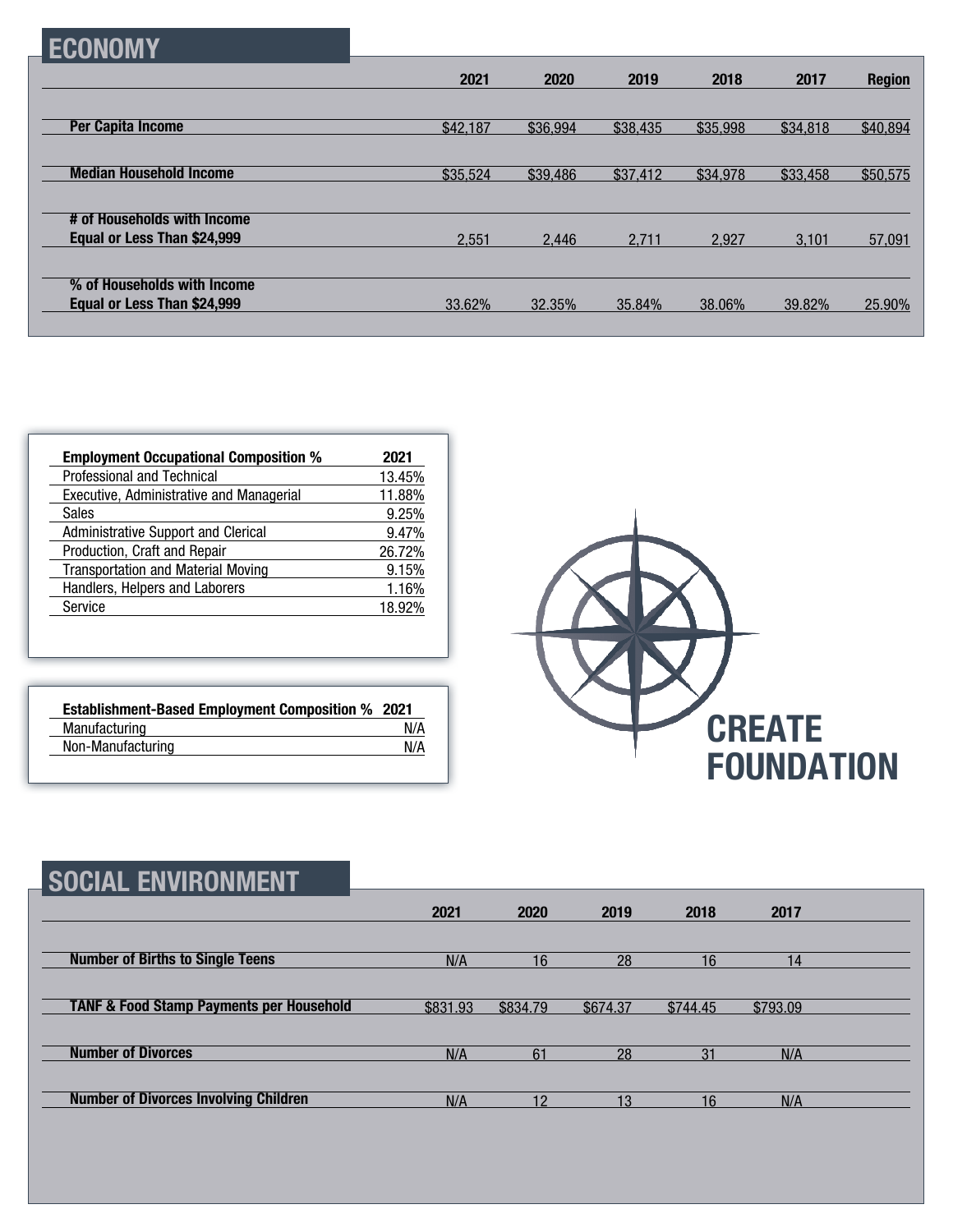## ECONOMY

| | 2021 | 2020 | 2019 | 2018 | 2017 | Region |
|---|---|---|---|---|---|---|
| **Per Capita Income** | $42,187 | $36,994 | $38,435 | $35,998 | $34,818 | $40,894 |
| **Median Household Income** | $35,524 | $39,486 | $37,412 | $34,978 | $33,458 | $50,575 |
| **# of Households with Income Equal or Less Than $24,999** | 2,551 | 2,446 | 2,711 | 2,927 | 3,101 | 57,091 |
| **% of Households with Income Equal or Less Than $24,999** | 33.62% | 32.35% | 35.84% | 38.06% | 39.82% | 25.90% |

| **Employment Occupational Composition %** | **2021** |
|---|---|
| Professional and Technical | 13.45% |
| Executive, Administrative and Managerial | 11.88% |
| Sales | 9.25% |
| Administrative Support and Clerical | 9.47% |
| Production, Craft and Repair | 26.72% |
| Transportation and Material Moving | 9.15% |
| Handlers, Helpers and Laborers | 1.16% |
| Service | 18.92% |

| **Establishment-Based Employment Composition %** | **2021** |
|---|---|
| Manufacturing | N/A |
| Non-Manufacturing | N/A |

CREATE FOUNDATION

## SOCIAL ENVIRONMENT

| | 2021 | 2020 | 2019 | 2018 | 2017 |
|---|---|---|---|---|---|
| **Number of Births to Single Teens** | N/A | 16 | 28 | 16 | 14 |
| **TANF & Food Stamp Payments per Household** | $831.93 | $834.79 | $674.37 | $744.45 | $793.09 |
| **Number of Divorces** | N/A | 61 | 28 | 31 | N/A |
| **Number of Divorces Involving Children** | N/A | 12 | 13 | 16 | N/A |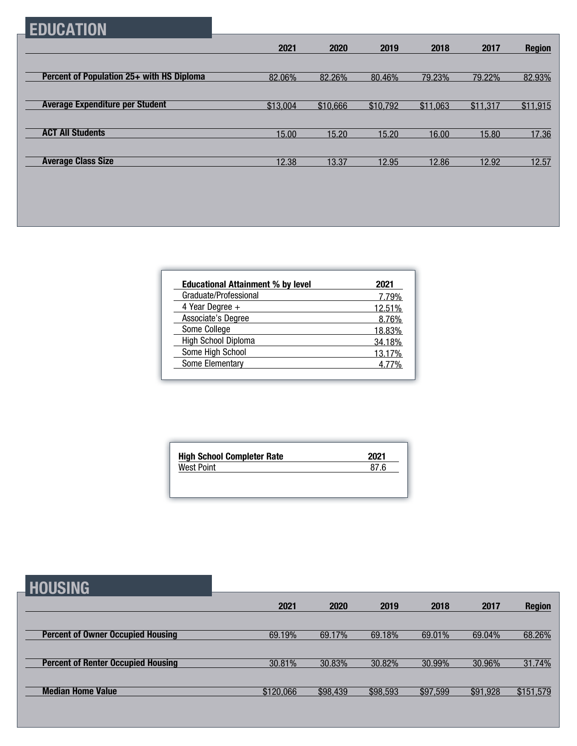## EDUCATION

| | 2021 | 2020 | 2019 | 2018 | 2017 | Region |
|---|---|---|---|---|---|---|
| **Percent of Population 25+ with HS Diploma** | 82.06% | 82.26% | 80.46% | 79.23% | 79.22% | 82.93% |
| **Average Expenditure per Student** | $13,004 | $10,666 | $10,792 | $11,063 | $11,317 | $11,915 |
| **ACT All Students** | 15.00 | 15.20 | 15.20 | 16.00 | 15.80 | 17.36 |
| **Average Class Size** | 12.38 | 13.37 | 12.95 | 12.86 | 12.92 | 12.57 |

| **Educational Attainment % by level** | **2021** |
|---|---|
| Graduate/Professional | 7.79% |
| 4 Year Degree + | 12.51% |
| Associate's Degree | 8.76% |
| Some College | 18.83% |
| High School Diploma | 34.18% |
| Some High School | 13.17% |
| Some Elementary | 4.77% |

| **High School Completer Rate** | **2021** |
|---|---|
| West Point | 87.6 |

## HOUSING

| | 2021 | 2020 | 2019 | 2018 | 2017 | Region |
|---|---|---|---|---|---|---|
| **Percent of Owner Occupied Housing** | 69.19% | 69.17% | 69.18% | 69.01% | 69.04% | 68.26% |
| **Percent of Renter Occupied Housing** | 30.81% | 30.83% | 30.82% | 30.99% | 30.96% | 31.74% |
| **Median Home Value** | $120,066 | $98,439 | $98,593 | $97,599 | $91,928 | $151,579 |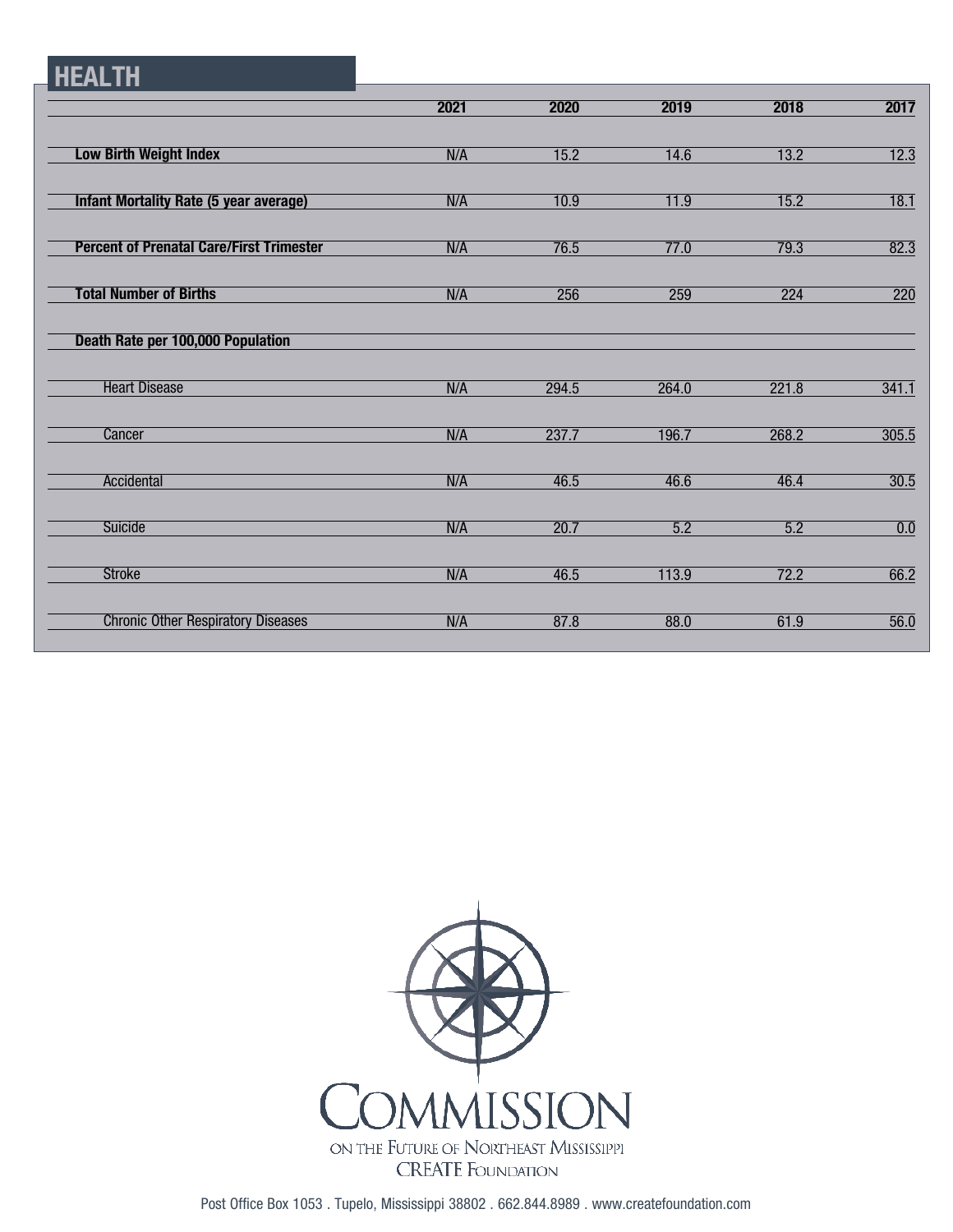## HEALTH

| | 2021 | 2020 | 2019 | 2018 | 2017 |
|---|---|---|---|---|---|
| **Low Birth Weight Index** | N/A | 15.2 | 14.6 | 13.2 | 12.3 |
| **Infant Mortality Rate (5 year average)** | N/A | 10.9 | 11.9 | 15.2 | 18.1 |
| **Percent of Prenatal Care/First Trimester** | N/A | 76.5 | 77.0 | 79.3 | 82.3 |
| **Total Number of Births** | N/A | 256 | 259 | 224 | 220 |
| **Death Rate per 100,000 Population** | | | | | |
| Heart Disease | N/A | 294.5 | 264.0 | 221.8 | 341.1 |
| Cancer | N/A | 237.7 | 196.7 | 268.2 | 305.5 |
| Accidental | N/A | 46.5 | 46.6 | 46.4 | 30.5 |
| Suicide | N/A | 20.7 | 5.2 | 5.2 | 0.0 |
| Stroke | N/A | 46.5 | 113.9 | 72.2 | 66.2 |
| Chronic Other Respiratory Diseases | N/A | 87.8 | 88.0 | 61.9 | 56.0 |

COMMISSION

ON THE FUTURE OF NORTHEAST MISSISSIPPI

CREATE FOUNDATION

Post Office Box 1053 . Tupelo, Mississippi 38802 . 662.844.8989 . www.createfoundation.com